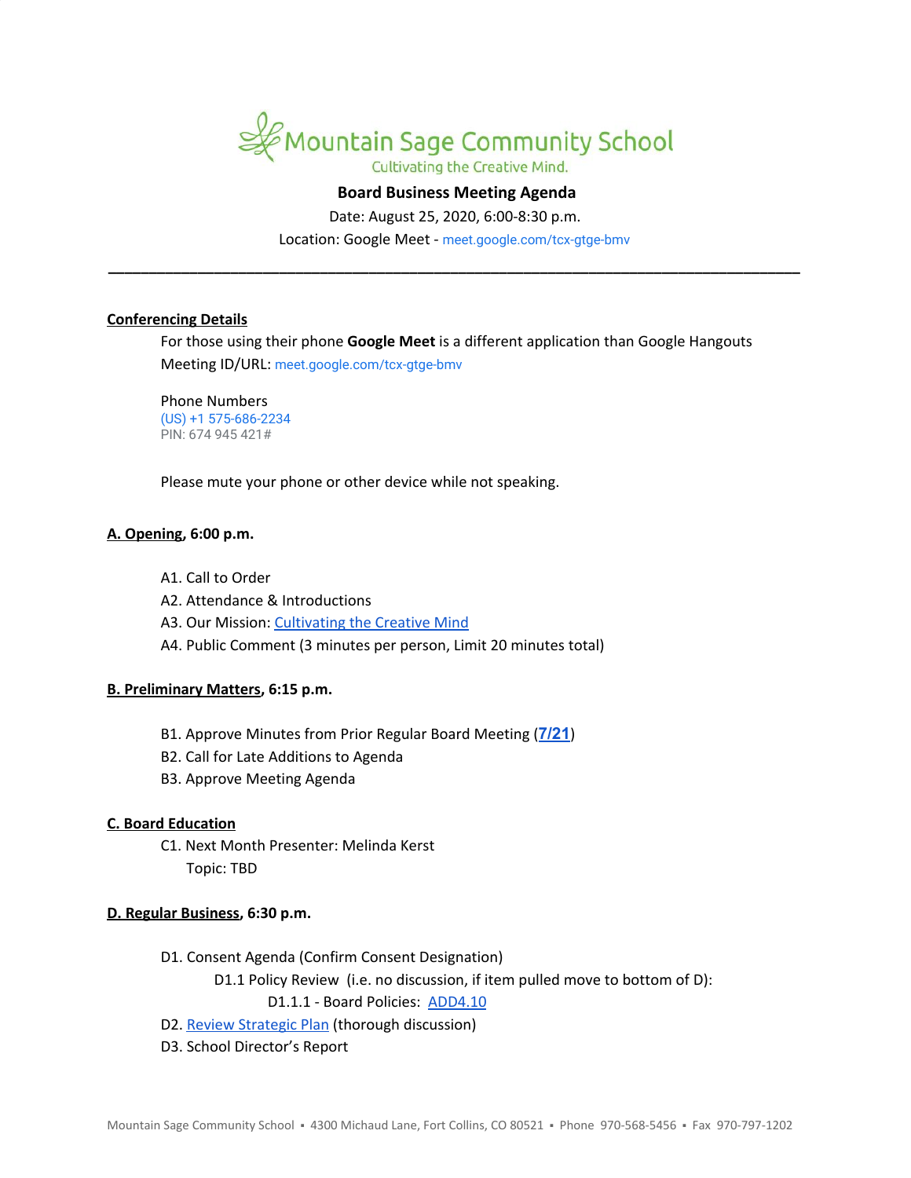# Mountain Sage Community School

Cultivating the Creative Mind.

**Board Business Meeting Agenda**

Date: August 25, 2020, 6:00-8:30 p.m.

Location: Google Meet - meet.google.com/tcx-gtge-bmv

---

## Conferencing Details

For those using their phone **Google Meet** is a different application than Google Hangouts

Meeting ID/URL: meet.google.com/tcx-gtge-bmv

Phone Numbers
(US) +1 575-686-2234
PIN: 674 945 421#

Please mute your phone or other device while not speaking.

## A. Opening, 6:00 p.m.

A1. Call to Order
A2. Attendance & Introductions
A3. Our Mission: Cultivating the Creative Mind
A4. Public Comment (3 minutes per person, Limit 20 minutes total)

## B. Preliminary Matters, 6:15 p.m.

B1. Approve Minutes from Prior Regular Board Meeting (**7/21**)
B2. Call for Late Additions to Agenda
B3. Approve Meeting Agenda

## C. Board Education

C1. Next Month Presenter: Melinda Kerst
Topic: TBD

## D. Regular Business, 6:30 p.m.

D1. Consent Agenda (Confirm Consent Designation)
- D1.1 Policy Review (i.e. no discussion, if item pulled move to bottom of D):
  - D1.1.1 - Board Policies: ADD4.10

D2. Review Strategic Plan (thorough discussion)
D3. School Director's Report

Mountain Sage Community School ▪ 4300 Michaud Lane, Fort Collins, CO 80521 ▪ Phone 970-568-5456 ▪ Fax 970-797-1202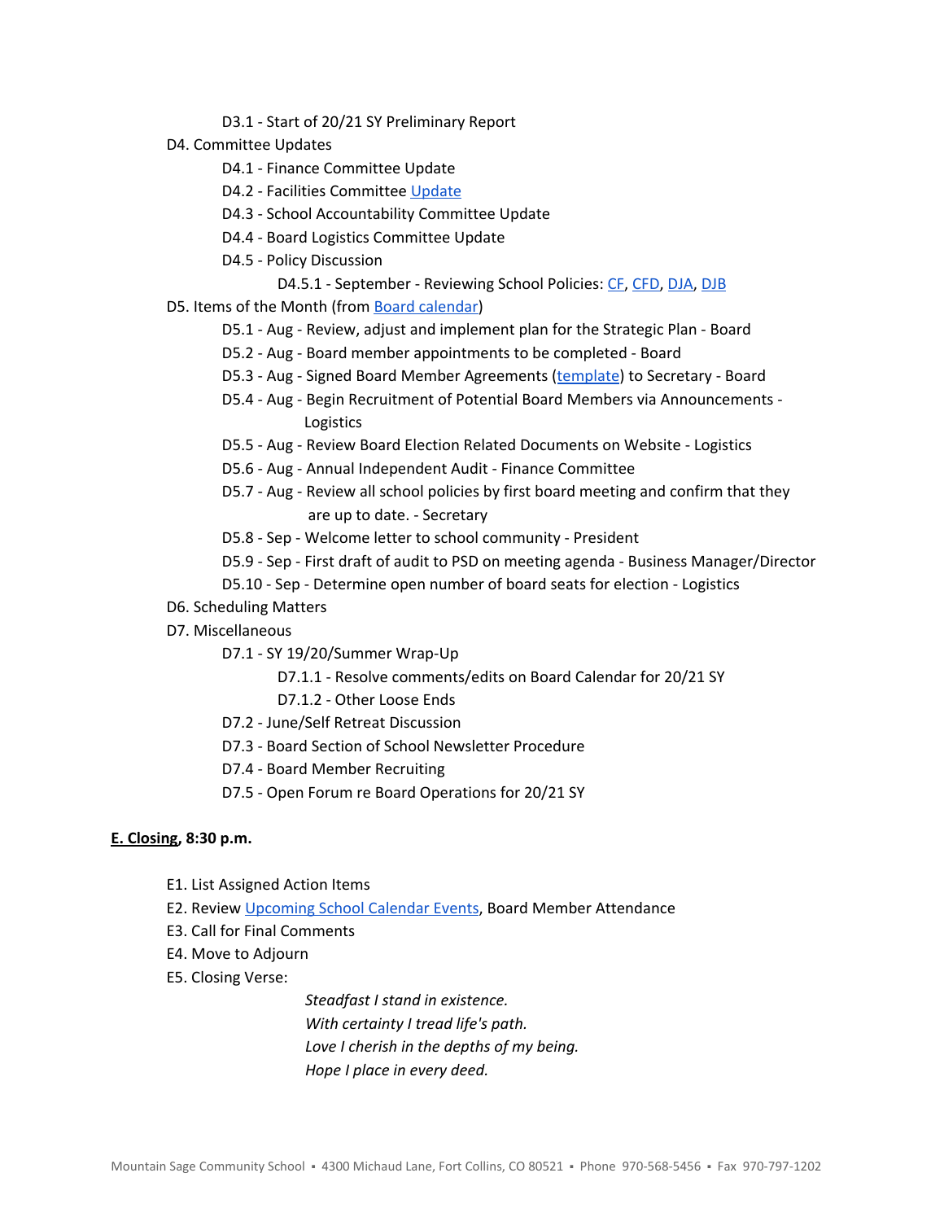- D3.1 - Start of 20/21 SY Preliminary Report
- D4. Committee Updates
  - D4.1 - Finance Committee Update
  - D4.2 - Facilities Committee Update
  - D4.3 - School Accountability Committee Update
  - D4.4 - Board Logistics Committee Update
  - D4.5 - Policy Discussion
    - D4.5.1 - September - Reviewing School Policies: CF, CFD, DJA, DJB
- D5. Items of the Month (from Board calendar)
  - D5.1 - Aug - Review, adjust and implement plan for the Strategic Plan - Board
  - D5.2 - Aug - Board member appointments to be completed - Board
  - D5.3 - Aug - Signed Board Member Agreements (template) to Secretary - Board
  - D5.4 - Aug - Begin Recruitment of Potential Board Members via Announcements - Logistics
  - D5.5 - Aug - Review Board Election Related Documents on Website - Logistics
  - D5.6 - Aug - Annual Independent Audit - Finance Committee
  - D5.7 - Aug - Review all school policies by first board meeting and confirm that they are up to date. - Secretary
  - D5.8 - Sep - Welcome letter to school community - President
  - D5.9 - Sep - First draft of audit to PSD on meeting agenda - Business Manager/Director
  - D5.10 - Sep - Determine open number of board seats for election - Logistics
- D6. Scheduling Matters
- D7. Miscellaneous
  - D7.1 - SY 19/20/Summer Wrap-Up
    - D7.1.1 - Resolve comments/edits on Board Calendar for 20/21 SY
    - D7.1.2 - Other Loose Ends
  - D7.2 - June/Self Retreat Discussion
  - D7.3 - Board Section of School Newsletter Procedure
  - D7.4 - Board Member Recruiting
  - D7.5 - Open Forum re Board Operations for 20/21 SY

**E. Closing, 8:30 p.m.**

- E1. List Assigned Action Items
- E2. Review Upcoming School Calendar Events, Board Member Attendance
- E3. Call for Final Comments
- E4. Move to Adjourn
- E5. Closing Verse:

  *Steadfast I stand in existence.*
  *With certainty I tread life's path.*
  *Love I cherish in the depths of my being.*
  *Hope I place in every deed.*

Mountain Sage Community School ▪ 4300 Michaud Lane, Fort Collins, CO 80521 ▪ Phone 970-568-5456 ▪ Fax 970-797-1202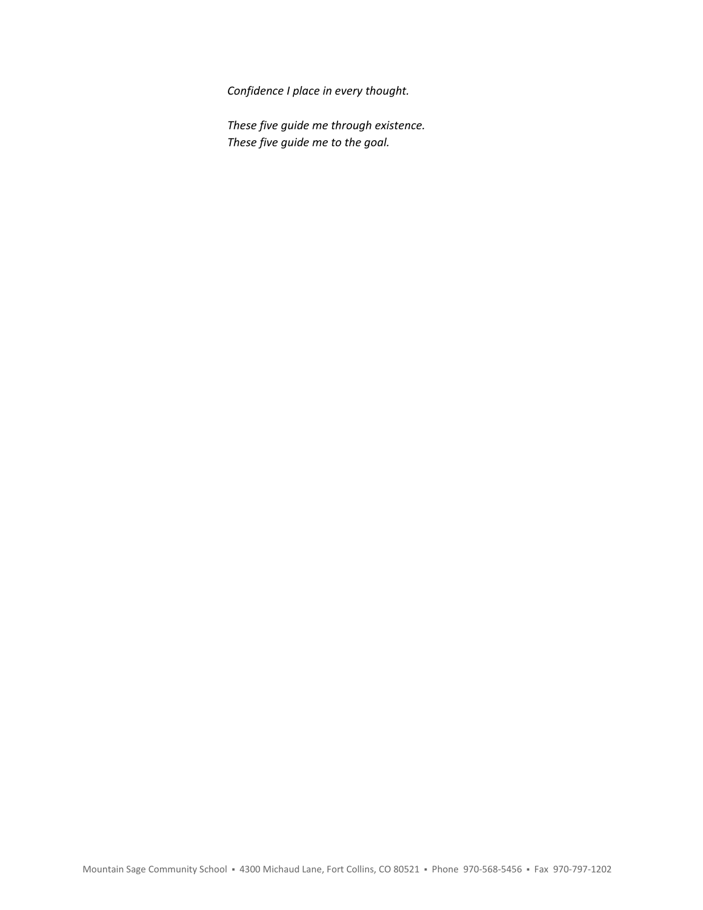*Confidence I place in every thought.*

*These five guide me through existence.*
*These five guide me to the goal.*